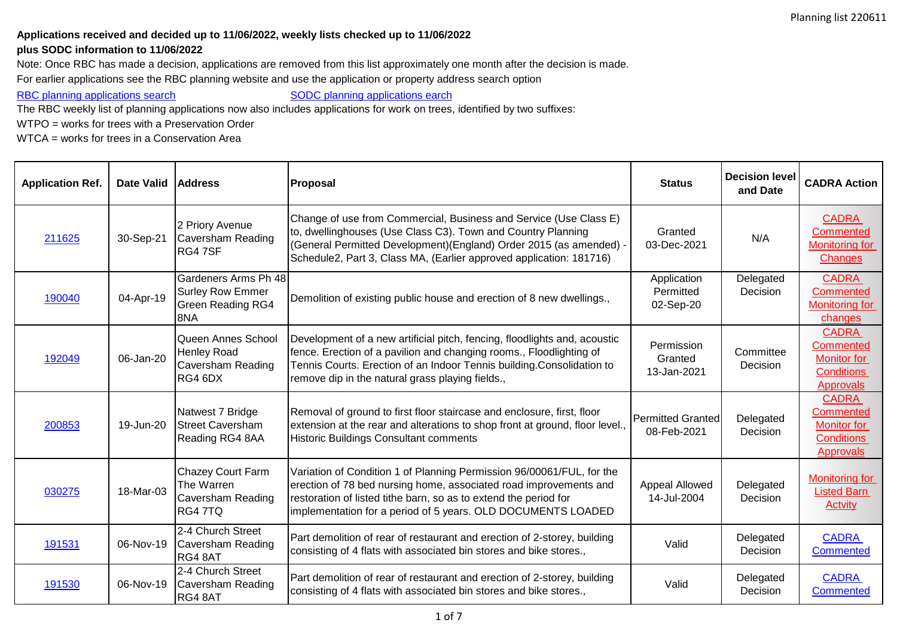**Applications received and decided up to 11/06/2022, weekly lists checked up to 11/06/2022**
**plus SODC information to 11/06/2022**

Note: Once RBC has made a decision, applications are removed from this list approximately one month after the decision is made.

For earlier applications see the RBC planning website and use the application or property address search option

RBC planning applications search SODC planning applications earch

The RBC weekly list of planning applications now also includes applications for work on trees, identified by two suffixes:

WTPO = works for trees with a Preservation Order

WTCA = works for trees in a Conservation Area

| Application Ref. | Date Valid | Address | Proposal | Status | Decision level and Date | CADRA Action |
|---|---|---|---|---|---|---|
| 211625 | 30-Sep-21 | 2 Priory Avenue Caversham Reading RG4 7SF | Change of use from Commercial, Business and Service (Use Class E) to, dwellinghouses (Use Class C3). Town and Country Planning (General Permitted Development)(England) Order 2015 (as amended) - Schedule2, Part 3, Class MA, (Earlier approved application: 181716) | Granted 03-Dec-2021 | N/A | CADRA Commented Monitoring for Changes |
| 190040 | 04-Apr-19 | Gardeners Arms Ph 48 Surley Row Emmer Green Reading RG4 8NA | Demolition of existing public house and erection of 8 new dwellings., | Application Permitted 02-Sep-20 | Delegated Decision | CADRA Commented Monitoring for changes |
| 192049 | 06-Jan-20 | Queen Annes School Henley Road Caversham Reading RG4 6DX | Development of a new artificial pitch, fencing, floodlights and, acoustic fence. Erection of a pavilion and changing rooms., Floodlighting of Tennis Courts. Erection of an Indoor Tennis building.Consolidation to remove dip in the natural grass playing fields., | Permission Granted 13-Jan-2021 | Committee Decision | CADRA Commented Monitor for Conditions Approvals |
| 200853 | 19-Jun-20 | Natwest 7 Bridge Street Caversham Reading RG4 8AA | Removal of ground to first floor staircase and enclosure, first, floor extension at the rear and alterations to shop front at ground, floor level., Historic Buildings Consultant comments | Permitted Granted 08-Feb-2021 | Delegated Decision | CADRA Commented Monitor for Conditions Approvals |
| 030275 | 18-Mar-03 | Chazey Court Farm The Warren Caversham Reading RG4 7TQ | Variation of Condition 1 of Planning Permission 96/00061/FUL, for the erection of 78 bed nursing home, associated road improvements and restoration of listed tithe barn, so as to extend the period for implementation for a period of 5 years. OLD DOCUMENTS LOADED | Appeal Allowed 14-Jul-2004 | Delegated Decision | Monitoring for Listed Barn Actvity |
| 191531 | 06-Nov-19 | 2-4 Church Street Caversham Reading RG4 8AT | Part demolition of rear of restaurant and erection of 2-storey, building consisting of 4 flats with associated bin stores and bike stores., | Valid | Delegated Decision | CADRA Commented |
| 191530 | 06-Nov-19 | 2-4 Church Street Caversham Reading RG4 8AT | Part demolition of rear of restaurant and erection of 2-storey, building consisting of 4 flats with associated bin stores and bike stores., | Valid | Delegated Decision | CADRA Commented |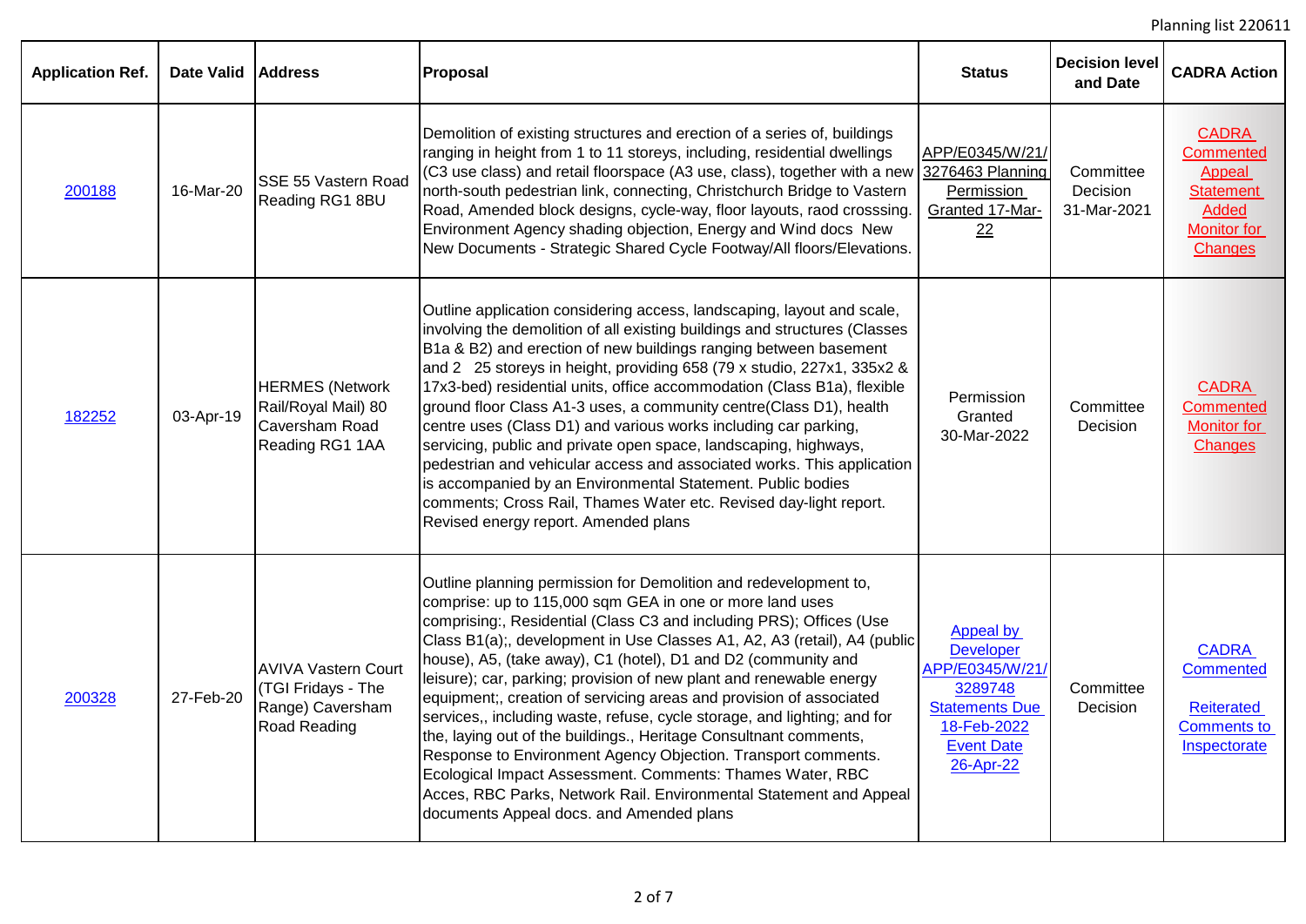| Application Ref. | Date Valid | Address | Proposal | Status | Decision level and Date | CADRA Action |
|---|---|---|---|---|---|---|
| 200188 | 16-Mar-20 | SSE 55 Vastern Road Reading RG1 8BU | Demolition of existing structures and erection of a series of, buildings ranging in height from 1 to 11 storeys, including, residential dwellings (C3 use class) and retail floorspace (A3 use, class), together with a new north-south pedestrian link, connecting, Christchurch Bridge to Vastern Road, Amended block designs, cycle-way, floor layouts, raod crosssing. Environment Agency shading objection, Energy and Wind docs New New Documents - Strategic Shared Cycle Footway/All floors/Elevations. | APP/E0345/W/21/ 3276463 Planning Permission Granted 17-Mar-22 | Committee Decision 31-Mar-2021 | CADRA Commented Appeal Statement Added Monitor for Changes |
| 182252 | 03-Apr-19 | HERMES (Network Rail/Royal Mail) 80 Caversham Road Reading RG1 1AA | Outline application considering access, landscaping, layout and scale, involving the demolition of all existing buildings and structures (Classes B1a & B2) and erection of new buildings ranging between basement and 2 25 storeys in height, providing 658 (79 x studio, 227x1, 335x2 & 17x3-bed) residential units, office accommodation (Class B1a), flexible ground floor Class A1-3 uses, a community centre(Class D1), health centre uses (Class D1) and various works including car parking, servicing, public and private open space, landscaping, highways, pedestrian and vehicular access and associated works. This application is accompanied by an Environmental Statement. Public bodies comments; Cross Rail, Thames Water etc. Revised day-light report. Revised energy report. Amended plans | Permission Granted 30-Mar-2022 | Committee Decision | CADRA Commented Monitor for Changes |
| 200328 | 27-Feb-20 | AVIVA Vastern Court (TGI Fridays - The Range) Caversham Road Reading | Outline planning permission for Demolition and redevelopment to, comprise: up to 115,000 sqm GEA in one or more land uses comprising:, Residential (Class C3 and including PRS); Offices (Use Class B1(a);, development in Use Classes A1, A2, A3 (retail), A4 (public house), A5, (take away), C1 (hotel), D1 and D2 (community and leisure); car, parking; provision of new plant and renewable energy equipment;, creation of servicing areas and provision of associated services,, including waste, refuse, cycle storage, and lighting; and for the, laying out of the buildings., Heritage Consultnant comments, Response to Environment Agency Objection. Transport comments. Ecological Impact Assessment. Comments: Thames Water, RBC Acces, RBC Parks, Network Rail. Environmental Statement and Appeal documents Appeal docs. and Amended plans | Appeal by Developer APP/E0345/W/21/ 3289748 Statements Due 18-Feb-2022 Event Date 26-Apr-22 | Committee Decision | CADRA Commented Reiterated Comments to Inspectorate |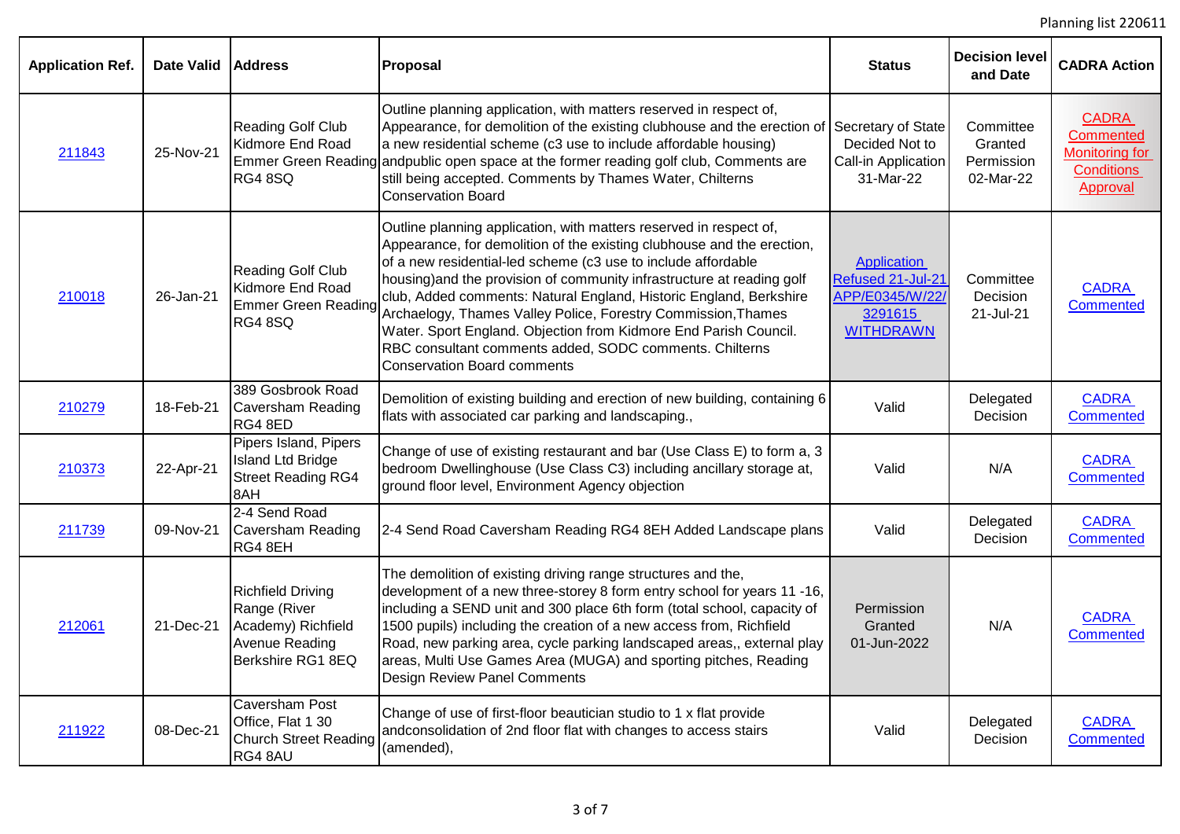| Application Ref. | Date Valid | Address | Proposal | Status | Decision level and Date | CADRA Action |
|---|---|---|---|---|---|---|
| 211843 | 25-Nov-21 | Reading Golf Club Kidmore End Road Emmer Green Reading RG4 8SQ | Outline planning application, with matters reserved in respect of, Appearance, for demolition of the existing clubhouse and the erection of a new residential scheme (c3 use to include affordable housing) andpublic open space at the former reading golf club, Comments are still being accepted. Comments by Thames Water, Chilterns Conservation Board | Secretary of State Decided Not to Call-in Application 31-Mar-22 | Committee Granted Permission 02-Mar-22 | CADRA Commented Monitoring for Conditions Approval |
| 210018 | 26-Jan-21 | Reading Golf Club Kidmore End Road Emmer Green Reading RG4 8SQ | Outline planning application, with matters reserved in respect of, Appearance, for demolition of the existing clubhouse and the erection, of a new residential-led scheme (c3 use to include affordable housing)and the provision of community infrastructure at reading golf club, Added comments: Natural England, Historic England, Berkshire Archaelogy, Thames Valley Police, Forestry Commission,Thames Water. Sport England. Objection from Kidmore End Parish Council. RBC consultant comments added, SODC comments. Chilterns Conservation Board comments | Application Refused 21-Jul-21 APP/E0345/W/22/3291615 WITHDRAWN | Committee Decision 21-Jul-21 | CADRA Commented |
| 210279 | 18-Feb-21 | 389 Gosbrook Road Caversham Reading RG4 8ED | Demolition of existing building and erection of new building, containing 6 flats with associated car parking and landscaping., | Valid | Delegated Decision | CADRA Commented |
| 210373 | 22-Apr-21 | Pipers Island, Pipers Island Ltd Bridge Street Reading RG4 8AH | Change of use of existing restaurant and bar (Use Class E) to form a, 3 bedroom Dwellinghouse (Use Class C3) including ancillary storage at, ground floor level, Environment Agency objection | Valid | N/A | CADRA Commented |
| 211739 | 09-Nov-21 | 2-4 Send Road Caversham Reading RG4 8EH | 2-4 Send Road Caversham Reading RG4 8EH Added Landscape plans | Valid | Delegated Decision | CADRA Commented |
| 212061 | 21-Dec-21 | Richfield Driving Range (River Academy) Richfield Avenue Reading Berkshire RG1 8EQ | The demolition of existing driving range structures and the, development of a new three-storey 8 form entry school for years 11 -16, including a SEND unit and 300 place 6th form (total school, capacity of 1500 pupils) including the creation of a new access from, Richfield Road, new parking area, cycle parking landscaped areas,, external play areas, Multi Use Games Area (MUGA) and sporting pitches, Reading Design Review Panel Comments | Permission Granted 01-Jun-2022 | N/A | CADRA Commented |
| 211922 | 08-Dec-21 | Caversham Post Office, Flat 1 30 Church Street Reading RG4 8AU | Change of use of first-floor beautician studio to 1 x flat provide andconsolidation of 2nd floor flat with changes to access stairs (amended), | Valid | Delegated Decision | CADRA Commented |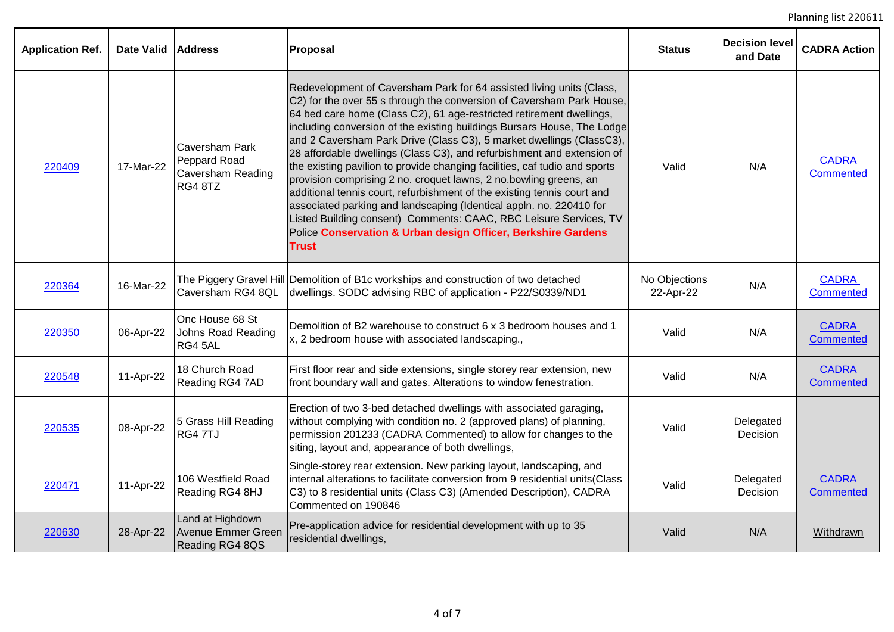| Application Ref. | Date Valid | Address | Proposal | Status | Decision level and Date | CADRA Action |
|---|---|---|---|---|---|---|
| 220409 | 17-Mar-22 | Caversham Park Peppard Road Caversham Reading RG4 8TZ | Redevelopment of Caversham Park for 64 assisted living units (Class, C2) for the over 55 s through the conversion of Caversham Park House, 64 bed care home (Class C2), 61 age-restricted retirement dwellings, including conversion of the existing buildings Bursars House, The Lodge and 2 Caversham Park Drive (Class C3), 5 market dwellings (ClassC3), 28 affordable dwellings (Class C3), and refurbishment and extension of the existing pavilion to provide changing facilities, caf tudio and sports provision comprising 2 no. croquet lawns, 2 no.bowling greens, an additional tennis court, refurbishment of the existing tennis court and associated parking and landscaping (Identical appln. no. 220410 for Listed Building consent) Comments: CAAC, RBC Leisure Services, TV Police **Conservation & Urban design Officer, Berkshire Gardens Trust** | Valid | N/A | CADRA Commented |
| 220364 | 16-Mar-22 | The Piggery Gravel Hill Caversham RG4 8QL | Demolition of B1c workships and construction of two detached dwellings. SODC advising RBC of application - P22/S0339/ND1 | No Objections 22-Apr-22 | N/A | CADRA Commented |
| 220350 | 06-Apr-22 | Onc House 68 St Johns Road Reading RG4 5AL | Demolition of B2 warehouse to construct 6 x 3 bedroom houses and 1 x, 2 bedroom house with associated landscaping., | Valid | N/A | CADRA Commented |
| 220548 | 11-Apr-22 | 18 Church Road Reading RG4 7AD | First floor rear and side extensions, single storey rear extension, new front boundary wall and gates. Alterations to window fenestration. | Valid | N/A | CADRA Commented |
| 220535 | 08-Apr-22 | 5 Grass Hill Reading RG4 7TJ | Erection of two 3-bed detached dwellings with associated garaging, without complying with condition no. 2 (approved plans) of planning, permission 201233 (CADRA Commented) to allow for changes to the siting, layout and, appearance of both dwellings, | Valid | Delegated Decision | |
| 220471 | 11-Apr-22 | 106 Westfield Road Reading RG4 8HJ | Single-storey rear extension. New parking layout, landscaping, and internal alterations to facilitate conversion from 9 residential units(Class C3) to 8 residential units (Class C3) (Amended Description), CADRA Commented on 190846 | Valid | Delegated Decision | CADRA Commented |
| 220630 | 28-Apr-22 | Land at Highdown Avenue Emmer Green Reading RG4 8QS | Pre-application advice for residential development with up to 35 residential dwellings, | Valid | N/A | Withdrawn |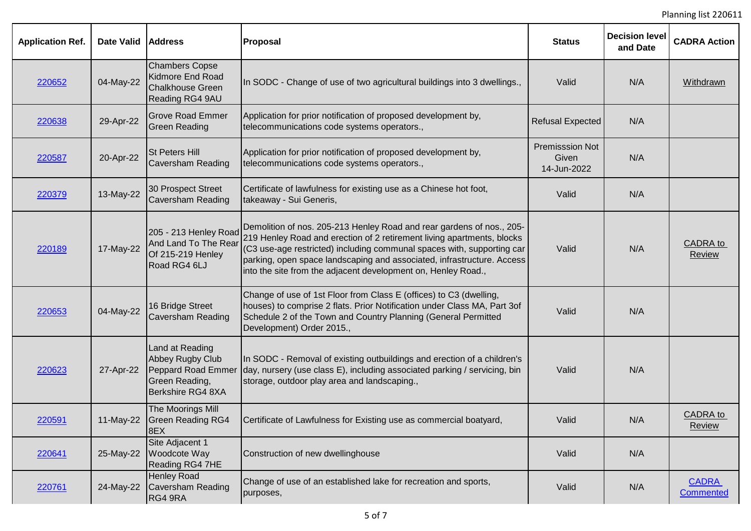| Application Ref. | Date Valid | Address | Proposal | Status | Decision level and Date | CADRA Action |
|---|---|---|---|---|---|---|
| 220652 | 04-May-22 | Chambers Copse Kidmore End Road Chalkhouse Green Reading RG4 9AU | In SODC - Change of use of two agricultural buildings into 3 dwellings., | Valid | N/A | Withdrawn |
| 220638 | 29-Apr-22 | Grove Road Emmer Green Reading | Application for prior notification of proposed development by, telecommunications code systems operators., | Refusal Expected | N/A | |
| 220587 | 20-Apr-22 | St Peters Hill Caversham Reading | Application for prior notification of proposed development by, telecommunications code systems operators., | Premisssion Not Given 14-Jun-2022 | N/A | |
| 220379 | 13-May-22 | 30 Prospect Street Caversham Reading | Certificate of lawfulness for existing use as a Chinese hot foot, takeaway - Sui Generis, | Valid | N/A | |
| 220189 | 17-May-22 | 205 - 213 Henley Road And Land To The Rear Of 215-219 Henley Road RG4 6LJ | Demolition of nos. 205-213 Henley Road and rear gardens of nos., 205-219 Henley Road and erection of 2 retirement living apartments, blocks (C3 use-age restricted) including communal spaces with, supporting car parking, open space landscaping and associated, infrastructure. Access into the site from the adjacent development on, Henley Road., | Valid | N/A | CADRA to Review |
| 220653 | 04-May-22 | 16 Bridge Street Caversham Reading | Change of use of 1st Floor from Class E (offices) to C3 (dwelling, houses) to comprise 2 flats. Prior Notification under Class MA, Part 3of Schedule 2 of the Town and Country Planning (General Permitted Development) Order 2015., | Valid | N/A | |
| 220623 | 27-Apr-22 | Land at Reading Abbey Rugby Club Peppard Road Emmer Green Reading, Berkshire RG4 8XA | In SODC - Removal of existing outbuildings and erection of a children's day, nursery (use class E), including associated parking / servicing, bin storage, outdoor play area and landscaping., | Valid | N/A | |
| 220591 | 11-May-22 | The Moorings Mill Green Reading RG4 8EX | Certificate of Lawfulness for Existing use as commercial boatyard, | Valid | N/A | CADRA to Review |
| 220641 | 25-May-22 | Site Adjacent 1 Woodcote Way Reading RG4 7HE | Construction of new dwellinghouse | Valid | N/A | |
| 220761 | 24-May-22 | Henley Road Caversham Reading RG4 9RA | Change of use of an established lake for recreation and sports, purposes, | Valid | N/A | CADRA Commented |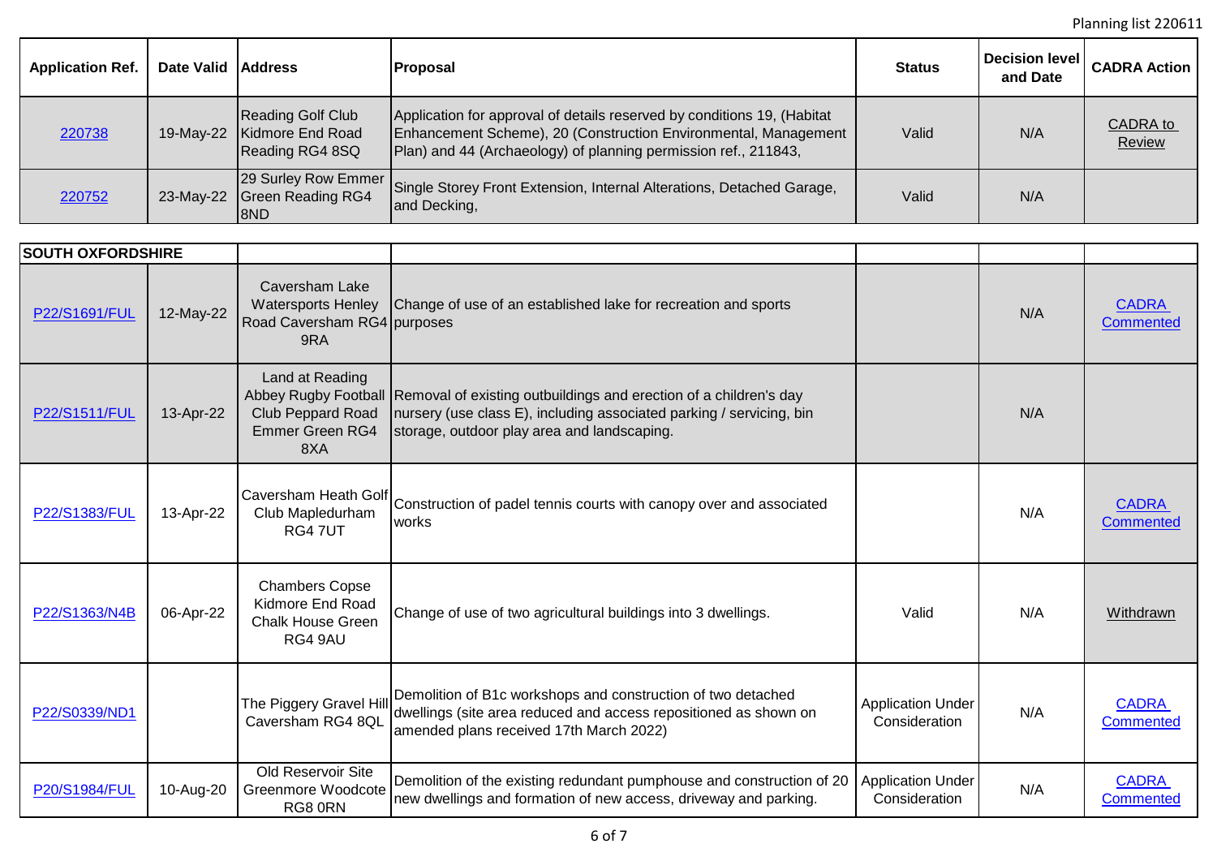| Application Ref. | Date Valid | Address | Proposal | Status | Decision level and Date | CADRA Action |
|---|---|---|---|---|---|---|
| 220738 | 19-May-22 | Reading Golf Club Kidmore End Road Reading RG4 8SQ | Application for approval of details reserved by conditions 19, (Habitat Enhancement Scheme), 20 (Construction Environmental, Management Plan) and 44 (Archaeology) of planning permission ref., 211843, | Valid | N/A | CADRA to Review |
| 220752 | 23-May-22 | 29 Surley Row Emmer Green Reading RG4 8ND | Single Storey Front Extension, Internal Alterations, Detached Garage, and Decking, | Valid | N/A | |

| **SOUTH OXFORDSHIRE** | | | | | | |
|---|---|---|---|---|---|---|
| P22/S1691/FUL | 12-May-22 | Caversham Lake Watersports Henley Road Caversham RG4 9RA | Change of use of an established lake for recreation and sports purposes | | N/A | CADRA Commented |
| P22/S1511/FUL | 13-Apr-22 | Land at Reading Abbey Rugby Football Club Peppard Road Emmer Green RG4 8XA | Removal of existing outbuildings and erection of a children's day nursery (use class E), including associated parking / servicing, bin storage, outdoor play area and landscaping. | | N/A | |
| P22/S1383/FUL | 13-Apr-22 | Caversham Heath Golf Club Mapledurham RG4 7UT | Construction of padel tennis courts with canopy over and associated works | | N/A | CADRA Commented |
| P22/S1363/N4B | 06-Apr-22 | Chambers Copse Kidmore End Road Chalk House Green RG4 9AU | Change of use of two agricultural buildings into 3 dwellings. | Valid | N/A | Withdrawn |
| P22/S0339/ND1 | | The Piggery Gravel Hill Caversham RG4 8QL | Demolition of B1c workshops and construction of two detached dwellings (site area reduced and access repositioned as shown on amended plans received 17th March 2022) | Application Under Consideration | N/A | CADRA Commented |
| P20/S1984/FUL | 10-Aug-20 | Old Reservoir Site Greenmore Woodcote RG8 0RN | Demolition of the existing redundant pumphouse and construction of 20 new dwellings and formation of new access, driveway and parking. | Application Under Consideration | N/A | CADRA Commented |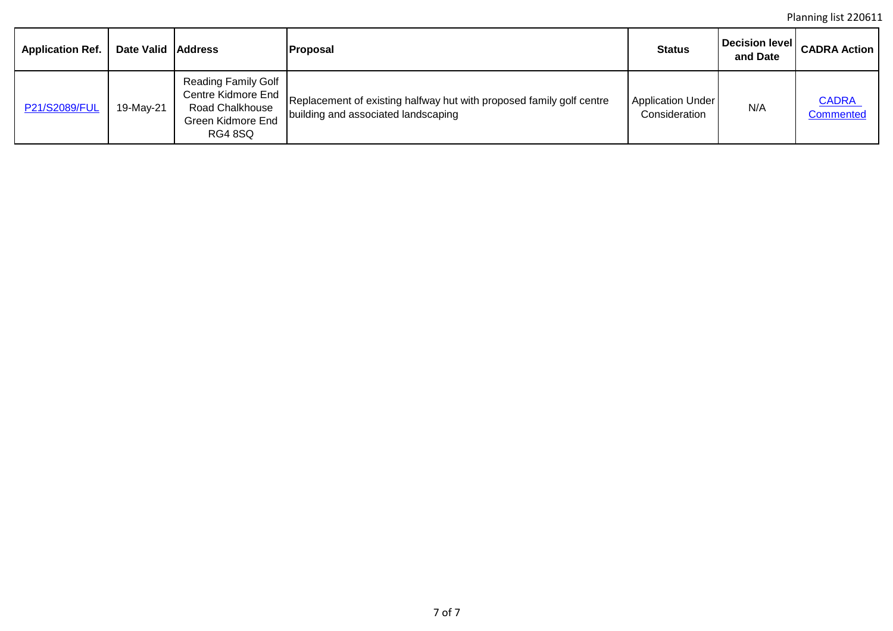| Application Ref. | Date Valid | Address | Proposal | Status | Decision level and Date | CADRA Action |
| --- | --- | --- | --- | --- | --- | --- |
| P21/S2089/FUL | 19-May-21 | Reading Family Golf Centre Kidmore End Road Chalkhouse Green Kidmore End RG4 8SQ | Replacement of existing halfway hut with proposed family golf centre building and associated landscaping | Application Under Consideration | N/A | CADRA Commented |